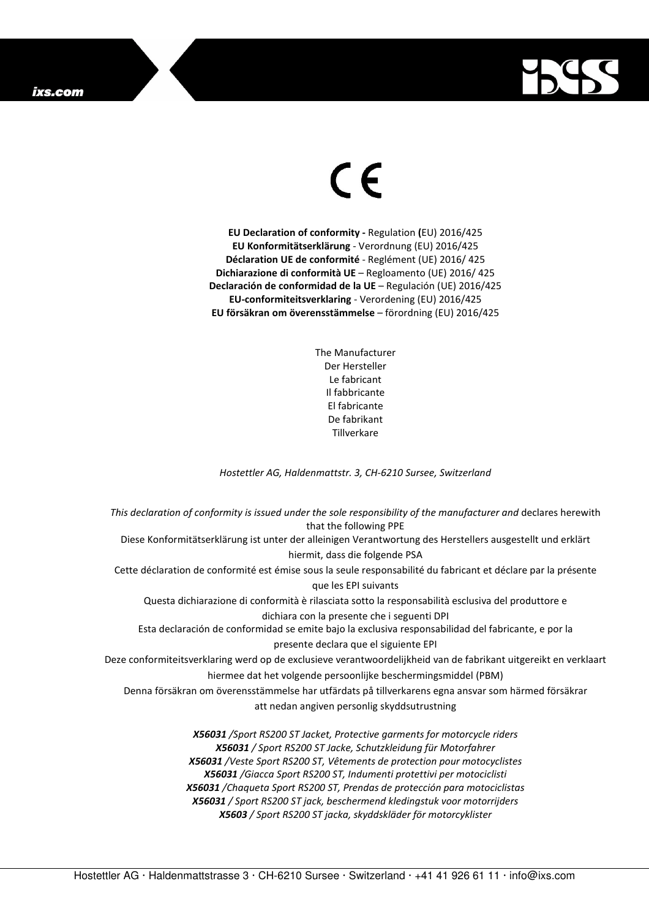CE

**EU Declaration of conformity -** Regulation **(**EU) 2016/425
**EU Konformitätserklärung** - Verordnung (EU) 2016/425
**Déclaration UE de conformité** - Reglément (UE) 2016/ 425
**Dichiarazione di conformità UE** – Regloamento (UE) 2016/ 425
**Declaración de conformidad de la UE** – Regulación (UE) 2016/425
**EU-conformiteitsverklaring** - Verordening (EU) 2016/425
**EU försäkran om överensstämmelse** – förordning (EU) 2016/425

The Manufacturer
Der Hersteller
Le fabricant
Il fabbricante
El fabricante
De fabrikant
Tillverkare

*Hostettler AG, Haldenmattstr. 3, CH-6210 Sursee, Switzerland*

*This declaration of conformity is issued under the sole responsibility of the manufacturer and* declares herewith that the following PPE
Diese Konformitätserklärung ist unter der alleinigen Verantwortung des Herstellers ausgestellt und erklärt hiermit, dass die folgende PSA
Cette déclaration de conformité est émise sous la seule responsabilité du fabricant et déclare par la présente que les EPI suivants
Questa dichiarazione di conformità è rilasciata sotto la responsabilità esclusiva del produttore e dichiara con la presente che i seguenti DPI
Esta declaración de conformidad se emite bajo la exclusiva responsabilidad del fabricante, e por la presente declara que el siguiente EPI
Deze conformiteitsverklaring werd op de exclusieve verantwoordelijkheid van de fabrikant uitgereikt en verklaart hiermee dat het volgende persoonlijke beschermingsmiddel (PBM)
Denna försäkran om överensstämmelse har utfärdats på tillverkarens egna ansvar som härmed försäkrar att nedan angiven personlig skyddsutrustning

***X56031** /Sport RS200 ST Jacket, Protective garments for motorcycle riders*
***X56031** / Sport RS200 ST Jacke, Schutzkleidung für Motorfahrer*
***X56031** /Veste Sport RS200 ST, Vêtements de protection pour motocyclistes*
***X56031** /Giacca Sport RS200 ST, Indumenti protettivi per motociclisti*
***X56031** /Chaqueta Sport RS200 ST, Prendas de protección para motociclistas*
***X56031** / Sport RS200 ST jack, beschermend kledingstuk voor motorrijders*
***X5603** / Sport RS200 ST jacka, skyddskläder för motorcyklister*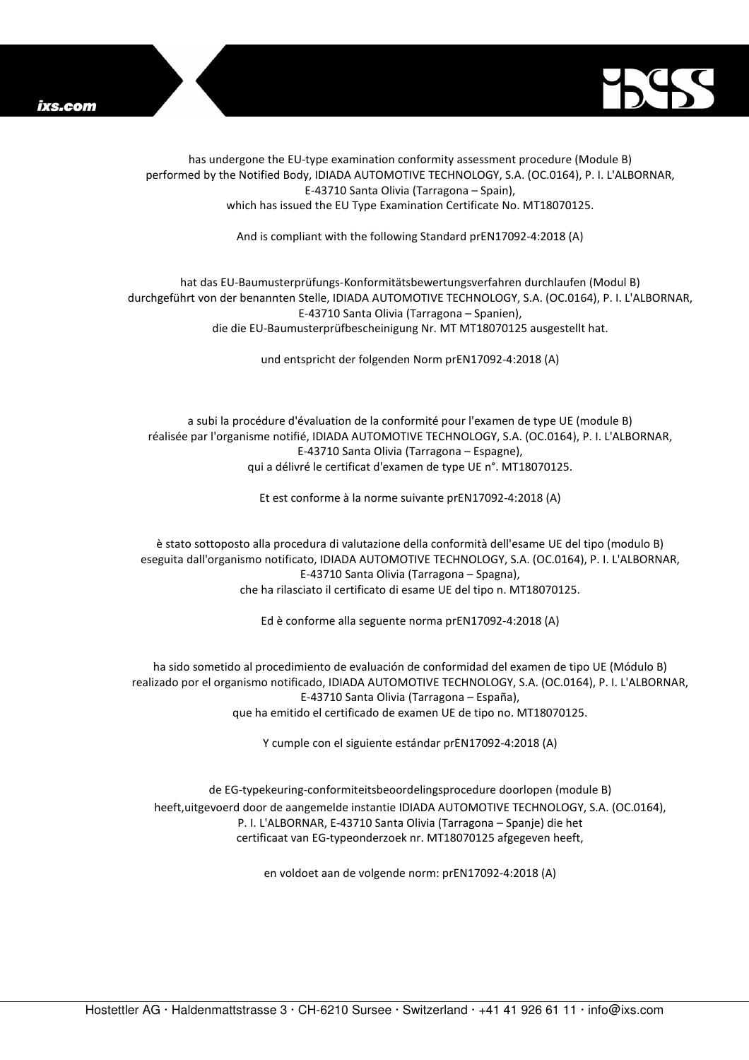has undergone the EU-type examination conformity assessment procedure (Module B) performed by the Notified Body, IDIADA AUTOMOTIVE TECHNOLOGY, S.A. (OC.0164), P. I. L'ALBORNAR, E-43710 Santa Olivia (Tarragona – Spain), which has issued the EU Type Examination Certificate No. MT18070125.

And is compliant with the following Standard prEN17092-4:2018 (A)

hat das EU-Baumusterprüfungs-Konformitätsbewertungsverfahren durchlaufen (Modul B) durchgeführt von der benannten Stelle, IDIADA AUTOMOTIVE TECHNOLOGY, S.A. (OC.0164), P. I. L'ALBORNAR, E-43710 Santa Olivia (Tarragona – Spanien), die die EU-Baumusterprüfbescheinigung Nr. MT MT18070125 ausgestellt hat.

und entspricht der folgenden Norm prEN17092-4:2018 (A)

a subi la procédure d'évaluation de la conformité pour l'examen de type UE (module B) réalisée par l'organisme notifié, IDIADA AUTOMOTIVE TECHNOLOGY, S.A. (OC.0164), P. I. L'ALBORNAR, E-43710 Santa Olivia (Tarragona – Espagne), qui a délivré le certificat d'examen de type UE n°. MT18070125.

Et est conforme à la norme suivante prEN17092-4:2018 (A)

è stato sottoposto alla procedura di valutazione della conformità dell'esame UE del tipo (modulo B) eseguita dall'organismo notificato, IDIADA AUTOMOTIVE TECHNOLOGY, S.A. (OC.0164), P. I. L'ALBORNAR, E-43710 Santa Olivia (Tarragona – Spagna), che ha rilasciato il certificato di esame UE del tipo n. MT18070125.

Ed è conforme alla seguente norma prEN17092-4:2018 (A)

ha sido sometido al procedimiento de evaluación de conformidad del examen de tipo UE (Módulo B) realizado por el organismo notificado, IDIADA AUTOMOTIVE TECHNOLOGY, S.A. (OC.0164), P. I. L'ALBORNAR, E-43710 Santa Olivia (Tarragona – España), que ha emitido el certificado de examen UE de tipo no. MT18070125.

Y cumple con el siguiente estándar prEN17092-4:2018 (A)

de EG-typekeuring-conformiteitsbeoordelingsprocedure doorlopen (module B) heeft,uitgevoerd door de aangemelde instantie IDIADA AUTOMOTIVE TECHNOLOGY, S.A. (OC.0164), P. I. L'ALBORNAR, E-43710 Santa Olivia (Tarragona – Spanje) die het certificaat van EG-typeonderzoek nr. MT18070125 afgegeven heeft,

en voldoet aan de volgende norm: prEN17092-4:2018 (A)

Hostettler AG · Haldenmattstrasse 3 · CH-6210 Sursee · Switzerland · +41 41 926 61 11 · info@ixs.com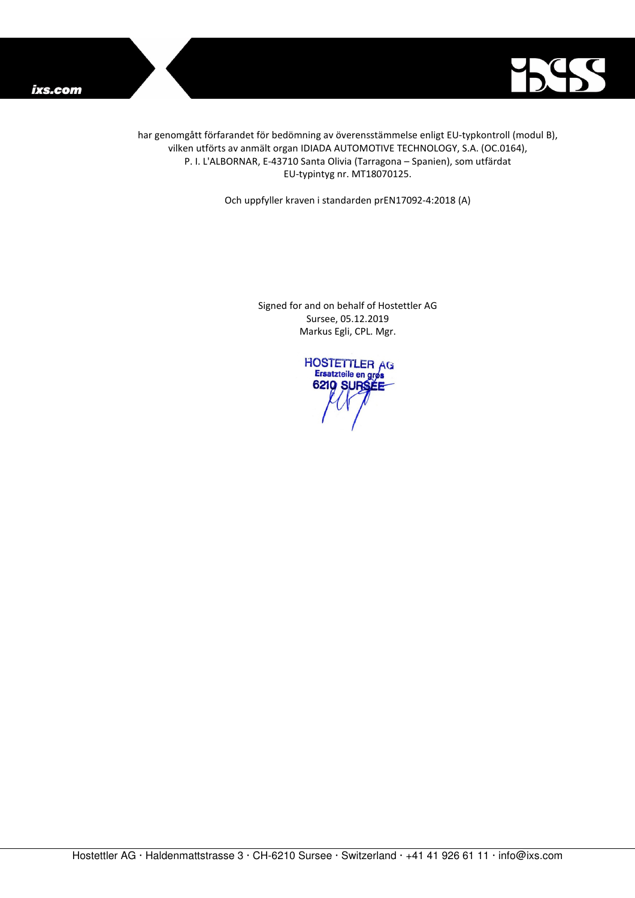har genomgått förfarandet för bedömning av överensstämmelse enligt EU-typkontroll (modul B), vilken utförts av anmält organ IDIADA AUTOMOTIVE TECHNOLOGY, S.A. (OC.0164), P. I. L'ALBORNAR, E-43710 Santa Olivia (Tarragona – Spanien), som utfärdat EU-typintyg nr. MT18070125.

Och uppfyller kraven i standarden prEN17092-4:2018 (A)

Signed for and on behalf of Hostettler AG
Sursee, 05.12.2019
Markus Egli, CPL. Mgr.

HOSTETTLER AG
Ersatzteile en gros
6210 SURSEE